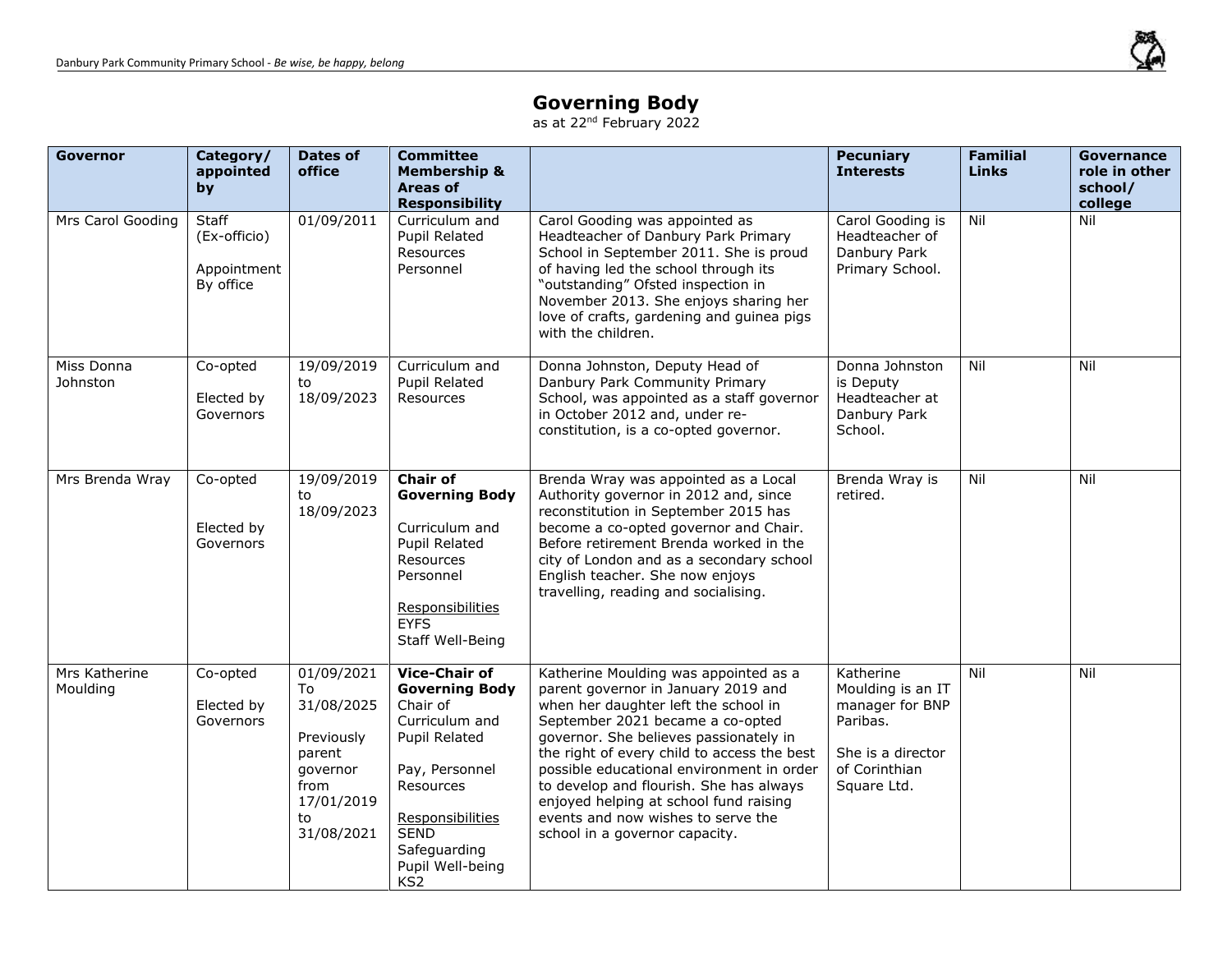# Governing Body

as at 22nd February 2022

| Governor | Category/ appointed by | Dates of office | Committee Membership & Areas of Responsibility | | Pecuniary Interests | Familial Links | Governance role in other school/ college |
|---|---|---|---|---|---|---|---|
| Mrs Carol Gooding | Staff (Ex-officio)<br><br>Appointment By office | 01/09/2011 | Curriculum and Pupil Related<br>Resources<br>Personnel | Carol Gooding was appointed as Headteacher of Danbury Park Primary School in September 2011. She is proud of having led the school through its "outstanding" Ofsted inspection in November 2013. She enjoys sharing her love of crafts, gardening and guinea pigs with the children. | Carol Gooding is Headteacher of Danbury Park Primary School. | Nil | Nil |
| Miss Donna Johnston | Co-opted<br><br>Elected by Governors | 19/09/2019 to 18/09/2023 | Curriculum and Pupil Related<br>Resources | Donna Johnston, Deputy Head of Danbury Park Community Primary School, was appointed as a staff governor in October 2012 and, under re-constitution, is a co-opted governor. | Donna Johnston is Deputy Headteacher at Danbury Park School. | Nil | Nil |
| Mrs Brenda Wray | Co-opted<br><br>Elected by Governors | 19/09/2019 to 18/09/2023 | **Chair of Governing Body**<br><br>Curriculum and Pupil Related<br>Resources<br>Personnel<br><br><u>Responsibilities</u><br>EYFS<br>Staff Well-Being | Brenda Wray was appointed as a Local Authority governor in 2012 and, since reconstitution in September 2015 has become a co-opted governor and Chair. Before retirement Brenda worked in the city of London and as a secondary school English teacher. She now enjoys travelling, reading and socialising. | Brenda Wray is retired. | Nil | Nil |
| Mrs Katherine Moulding | Co-opted<br><br>Elected by Governors | 01/09/2021 To 31/08/2025<br><br>Previously parent governor from 17/01/2019 to 31/08/2021 | **Vice-Chair of Governing Body**<br>Chair of Curriculum and Pupil Related<br><br>Pay, Personnel<br>Resources<br><br><u>Responsibilities</u><br>SEND<br>Safeguarding<br>Pupil Well-being<br>KS2 | Katherine Moulding was appointed as a parent governor in January 2019 and when her daughter left the school in September 2021 became a co-opted governor. She believes passionately in the right of every child to access the best possible educational environment in order to develop and flourish. She has always enjoyed helping at school fund raising events and now wishes to serve the school in a governor capacity. | Katherine Moulding is an IT manager for BNP Paribas.<br><br>She is a director of Corinthian Square Ltd. | Nil | Nil |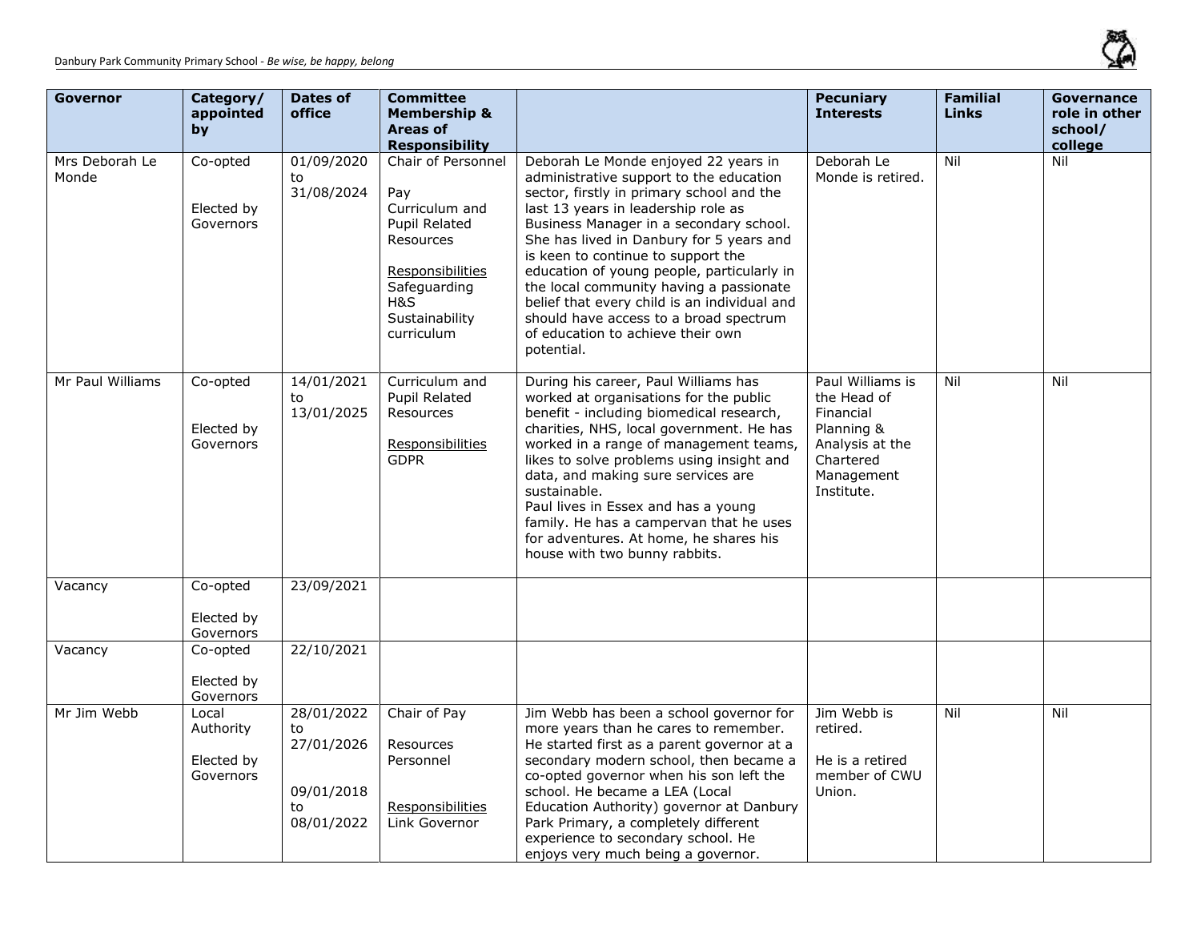| Governor | Category/ appointed by | Dates of office | Committee Membership & Areas of Responsibility | | Pecuniary Interests | Familial Links | Governance role in other school/ college |
|---|---|---|---|---|---|---|---|
| Mrs Deborah Le Monde | Co-opted<br><br>Elected by Governors | 01/09/2020 to 31/08/2024 | Chair of Personnel<br><br>Pay<br>Curriculum and Pupil Related Resources<br><br>Responsibilities<br>Safeguarding<br>H&S<br>Sustainability curriculum | Deborah Le Monde enjoyed 22 years in administrative support to the education sector, firstly in primary school and the last 13 years in leadership role as Business Manager in a secondary school. She has lived in Danbury for 5 years and is keen to continue to support the education of young people, particularly in the local community having a passionate belief that every child is an individual and should have access to a broad spectrum of education to achieve their own potential. | Deborah Le Monde is retired. | Nil | Nil |
| Mr Paul Williams | Co-opted<br><br>Elected by Governors | 14/01/2021 to 13/01/2025 | Curriculum and Pupil Related Resources<br><br>Responsibilities<br>GDPR | During his career, Paul Williams has worked at organisations for the public benefit - including biomedical research, charities, NHS, local government. He has worked in a range of management teams, likes to solve problems using insight and data, and making sure services are sustainable.<br>Paul lives in Essex and has a young family. He has a campervan that he uses for adventures. At home, he shares his house with two bunny rabbits. | Paul Williams is the Head of Financial Planning & Analysis at the Chartered Management Institute. | Nil | Nil |
| Vacancy | Co-opted<br><br>Elected by Governors | 23/09/2021 | | | | | |
| Vacancy | Co-opted<br><br>Elected by Governors | 22/10/2021 | | | | | |
| Mr Jim Webb | Local Authority<br><br>Elected by Governors | 28/01/2022 to 27/01/2026<br><br>09/01/2018 to 08/01/2022 | Chair of Pay<br><br>Resources<br>Personnel<br><br>Responsibilities<br>Link Governor | Jim Webb has been a school governor for more years than he cares to remember. He started first as a parent governor at a secondary modern school, then became a co-opted governor when his son left the school. He became a LEA (Local Education Authority) governor at Danbury Park Primary, a completely different experience to secondary school. He enjoys very much being a governor. | Jim Webb is retired.<br><br>He is a retired member of CWU Union. | Nil | Nil |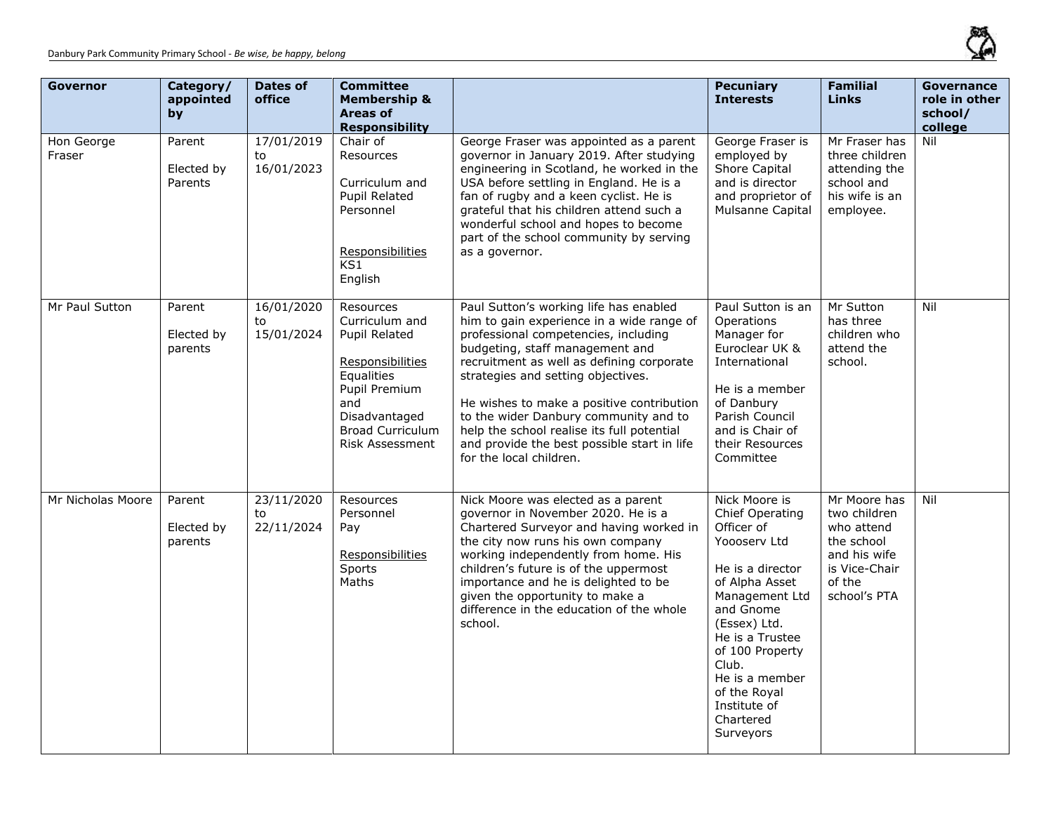| Governor | Category/ appointed by | Dates of office | Committee Membership & Areas of Responsibility | | Pecuniary Interests | Familial Links | Governance role in other school/ college |
|---|---|---|---|---|---|---|---|
| Hon George Fraser | Parent<br><br>Elected by Parents | 17/01/2019 to 16/01/2023 | Chair of Resources<br><br>Curriculum and Pupil Related Personnel<br><br>Responsibilities<br>KS1<br>English | George Fraser was appointed as a parent governor in January 2019. After studying engineering in Scotland, he worked in the USA before settling in England. He is a fan of rugby and a keen cyclist. He is grateful that his children attend such a wonderful school and hopes to become part of the school community by serving as a governor. | George Fraser is employed by Shore Capital and is director and proprietor of Mulsanne Capital | Mr Fraser has three children attending the school and his wife is an employee. | Nil |
| Mr Paul Sutton | Parent<br><br>Elected by parents | 16/01/2020 to 15/01/2024 | Resources<br>Curriculum and Pupil Related<br><br>Responsibilities<br>Equalities<br>Pupil Premium and Disadvantaged<br>Broad Curriculum<br>Risk Assessment | Paul Sutton's working life has enabled him to gain experience in a wide range of professional competencies, including budgeting, staff management and recruitment as well as defining corporate strategies and setting objectives.<br><br>He wishes to make a positive contribution to the wider Danbury community and to help the school realise its full potential and provide the best possible start in life for the local children. | Paul Sutton is an Operations Manager for Euroclear UK & International<br><br>He is a member of Danbury Parish Council and is Chair of their Resources Committee | Mr Sutton has three children who attend the school. | Nil |
| Mr Nicholas Moore | Parent<br><br>Elected by parents | 23/11/2020 to 22/11/2024 | Resources<br>Personnel<br>Pay<br><br>Responsibilities<br>Sports<br>Maths | Nick Moore was elected as a parent governor in November 2020. He is a Chartered Surveyor and having worked in the city now runs his own company working independently from home. His children's future is of the uppermost importance and he is delighted to be given the opportunity to make a difference in the education of the whole school. | Nick Moore is Chief Operating Officer of Yoooserv Ltd<br><br>He is a director of Alpha Asset Management Ltd and Gnome (Essex) Ltd.<br>He is a Trustee of 100 Property Club.<br>He is a member of the Royal Institute of Chartered Surveyors | Mr Moore has two children who attend the school and his wife is Vice-Chair of the school's PTA | Nil |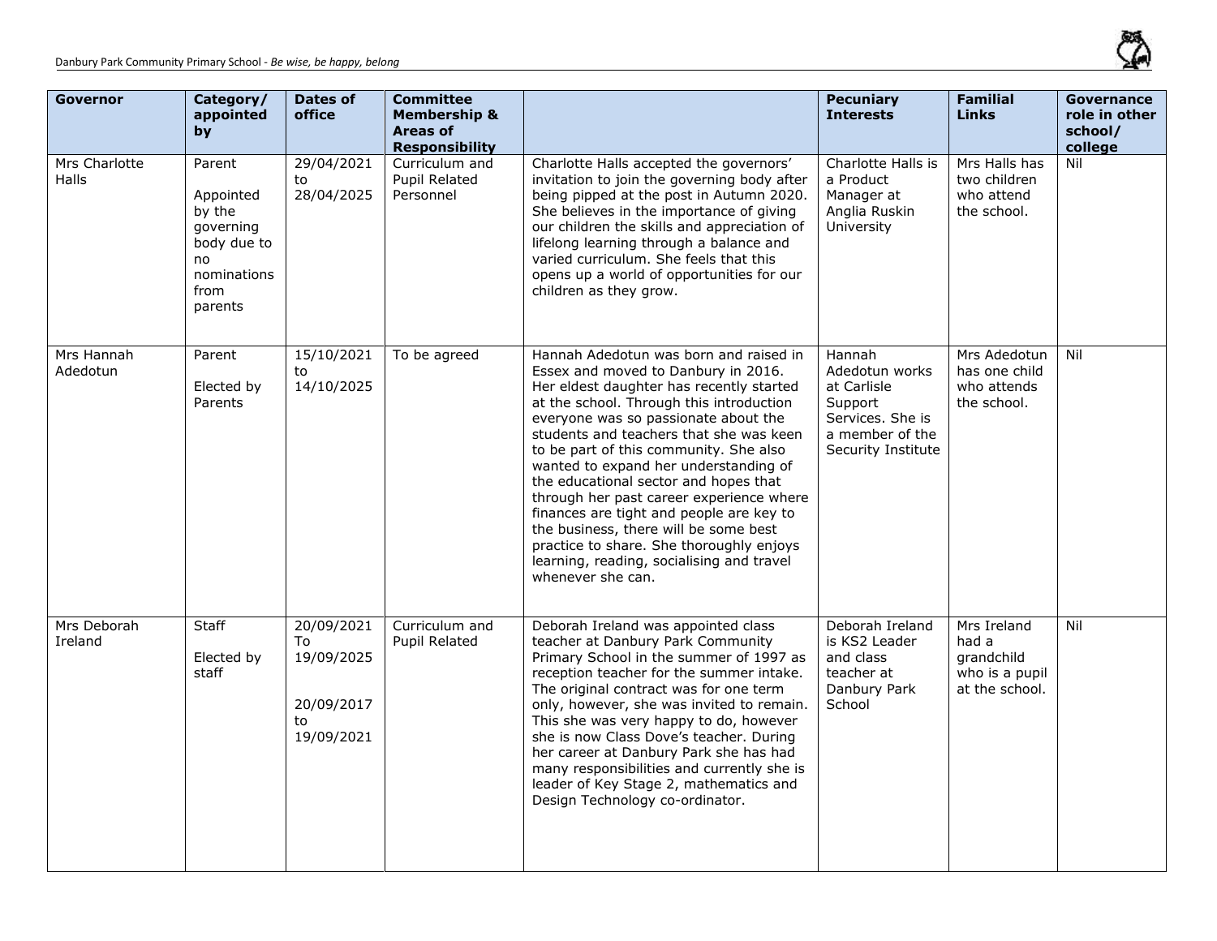| Governor | Category/ appointed by | Dates of office | Committee Membership & Areas of Responsibility | | Pecuniary Interests | Familial Links | Governance role in other school/ college |
|---|---|---|---|---|---|---|---|
| Mrs Charlotte Halls | Parent<br><br>Appointed by the governing body due to no nominations from parents | 29/04/2021 to 28/04/2025 | Curriculum and Pupil Related Personnel | Charlotte Halls accepted the governors' invitation to join the governing body after being pipped at the post in Autumn 2020. She believes in the importance of giving our children the skills and appreciation of lifelong learning through a balance and varied curriculum. She feels that this opens up a world of opportunities for our children as they grow. | Charlotte Halls is a Product Manager at Anglia Ruskin University | Mrs Halls has two children who attend the school. | Nil |
| Mrs Hannah Adedotun | Parent<br><br>Elected by Parents | 15/10/2021 to 14/10/2025 | To be agreed | Hannah Adedotun was born and raised in Essex and moved to Danbury in 2016. Her eldest daughter has recently started at the school. Through this introduction everyone was so passionate about the students and teachers that she was keen to be part of this community. She also wanted to expand her understanding of the educational sector and hopes that through her past career experience where finances are tight and people are key to the business, there will be some best practice to share. She thoroughly enjoys learning, reading, socialising and travel whenever she can. | Hannah Adedotun works at Carlisle Support Services. She is a member of the Security Institute | Mrs Adedotun has one child who attends the school. | Nil |
| Mrs Deborah Ireland | Staff<br><br>Elected by staff | 20/09/2021 To 19/09/2025<br><br>20/09/2017 to 19/09/2021 | Curriculum and Pupil Related | Deborah Ireland was appointed class teacher at Danbury Park Community Primary School in the summer of 1997 as reception teacher for the summer intake. The original contract was for one term only, however, she was invited to remain. This she was very happy to do, however she is now Class Dove's teacher. During her career at Danbury Park she has had many responsibilities and currently she is leader of Key Stage 2, mathematics and Design Technology co-ordinator. | Deborah Ireland is KS2 Leader and class teacher at Danbury Park School | Mrs Ireland had a grandchild who is a pupil at the school. | Nil |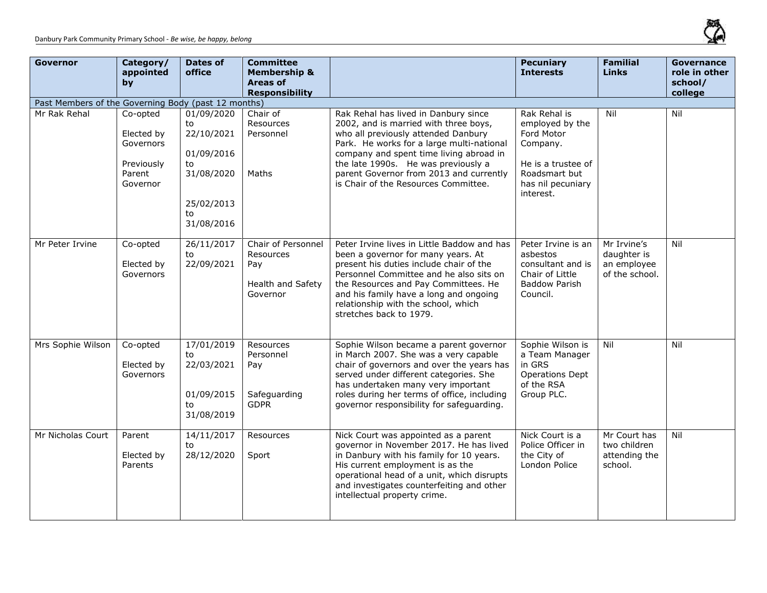| Governor | Category/ appointed by | Dates of office | Committee Membership & Areas of Responsibility | | Pecuniary Interests | Familial Links | Governance role in other school/ college |
|---|---|---|---|---|---|---|---|
| Past Members of the Governing Body (past 12 months) | | | | | | | |
| Mr Rak Rehal | Co-opted<br><br>Elected by Governors<br><br>Previously Parent Governor | 01/09/2020 to 22/10/2021<br><br>01/09/2016 to 31/08/2020<br><br>25/02/2013 to 31/08/2016 | Chair of Resources<br>Personnel<br><br>Maths | Rak Rehal has lived in Danbury since 2002, and is married with three boys, who all previously attended Danbury Park. He works for a large multi-national company and spent time living abroad in the late 1990s. He was previously a parent Governor from 2013 and currently is Chair of the Resources Committee. | Rak Rehal is employed by the Ford Motor Company.<br><br>He is a trustee of Roadsmart but has nil pecuniary interest. | Nil | Nil |
| Mr Peter Irvine | Co-opted<br><br>Elected by Governors | 26/11/2017 to 22/09/2021 | Chair of Personnel<br>Resources<br>Pay<br><br>Health and Safety Governor | Peter Irvine lives in Little Baddow and has been a governor for many years. At present his duties include chair of the Personnel Committee and he also sits on the Resources and Pay Committees. He and his family have a long and ongoing relationship with the school, which stretches back to 1979. | Peter Irvine is an asbestos consultant and is Chair of Little Baddow Parish Council. | Mr Irvine's daughter is an employee of the school. | Nil |
| Mrs Sophie Wilson | Co-opted<br><br>Elected by Governors | 17/01/2019 to 22/03/2021<br><br>01/09/2015 to 31/08/2019 | Resources<br>Personnel<br>Pay<br><br>Safeguarding<br>GDPR | Sophie Wilson became a parent governor in March 2007. She was a very capable chair of governors and over the years has served under different categories. She has undertaken many very important roles during her terms of office, including governor responsibility for safeguarding. | Sophie Wilson is a Team Manager in GRS Operations Dept of the RSA Group PLC. | Nil | Nil |
| Mr Nicholas Court | Parent<br><br>Elected by Parents | 14/11/2017 to 28/12/2020 | Resources<br><br>Sport | Nick Court was appointed as a parent governor in November 2017. He has lived in Danbury with his family for 10 years. His current employment is as the operational head of a unit, which disrupts and investigates counterfeiting and other intellectual property crime. | Nick Court is a Police Officer in the City of London Police | Mr Court has two children attending the school. | Nil |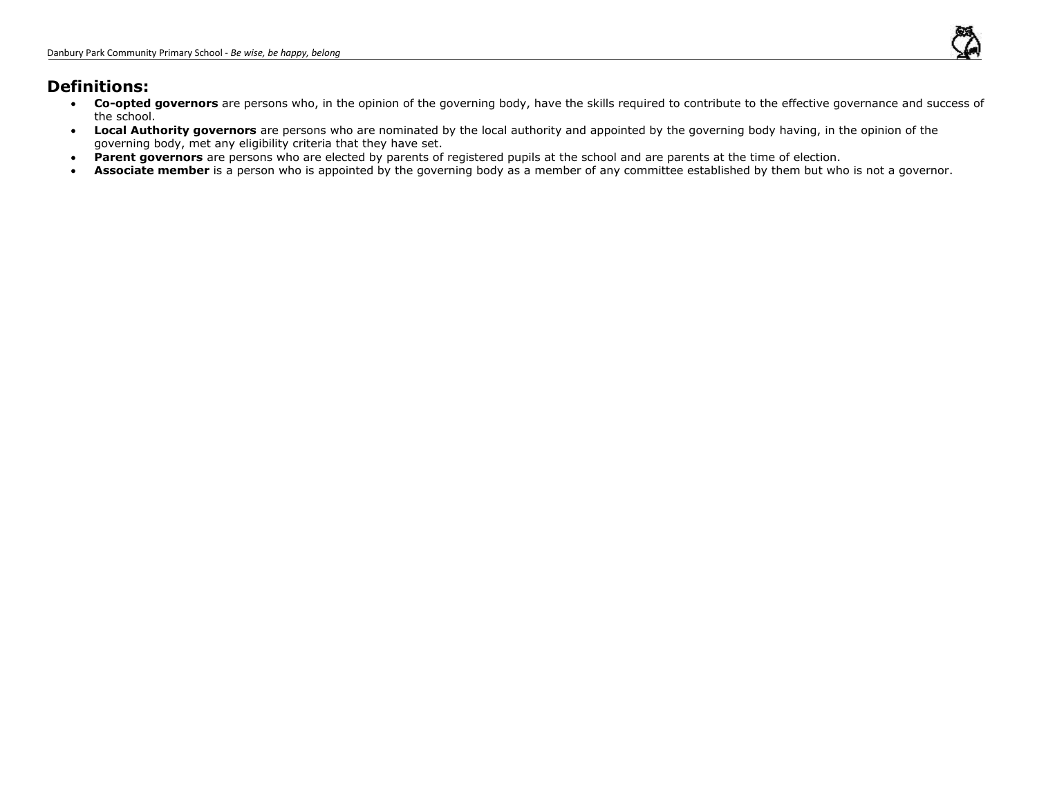## Definitions:

- **Co-opted governors** are persons who, in the opinion of the governing body, have the skills required to contribute to the effective governance and success of the school.
- **Local Authority governors** are persons who are nominated by the local authority and appointed by the governing body having, in the opinion of the governing body, met any eligibility criteria that they have set.
- **Parent governors** are persons who are elected by parents of registered pupils at the school and are parents at the time of election.
- **Associate member** is a person who is appointed by the governing body as a member of any committee established by them but who is not a governor.